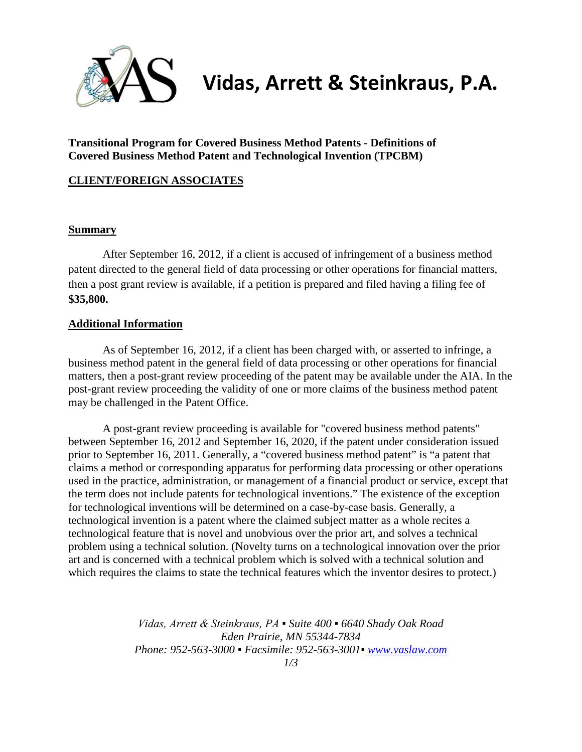# Vidas, Arrett & Steinkraus, P.A.

**Transitional Program for Covered Business Method Patents - Definitions of Covered Business Method Patent and Technological Invention (TPCBM)**

**CLIENT/FOREIGN ASSOCIATES**

## Summary

After September 16, 2012, if a client is accused of infringement of a business method patent directed to the general field of data processing or other operations for financial matters, then a post grant review is available, if a petition is prepared and filed having a filing fee of **$35,800.**

## Additional Information

As of September 16, 2012, if a client has been charged with, or asserted to infringe, a business method patent in the general field of data processing or other operations for financial matters, then a post-grant review proceeding of the patent may be available under the AIA. In the post-grant review proceeding the validity of one or more claims of the business method patent may be challenged in the Patent Office.

A post-grant review proceeding is available for "covered business method patents" between September 16, 2012 and September 16, 2020, if the patent under consideration issued prior to September 16, 2011. Generally, a "covered business method patent" is "a patent that claims a method or corresponding apparatus for performing data processing or other operations used in the practice, administration, or management of a financial product or service, except that the term does not include patents for technological inventions." The existence of the exception for technological inventions will be determined on a case-by-case basis. Generally, a technological invention is a patent where the claimed subject matter as a whole recites a technological feature that is novel and unobvious over the prior art, and solves a technical problem using a technical solution. (Novelty turns on a technological innovation over the prior art and is concerned with a technical problem which is solved with a technical solution and which requires the claims to state the technical features which the inventor desires to protect.)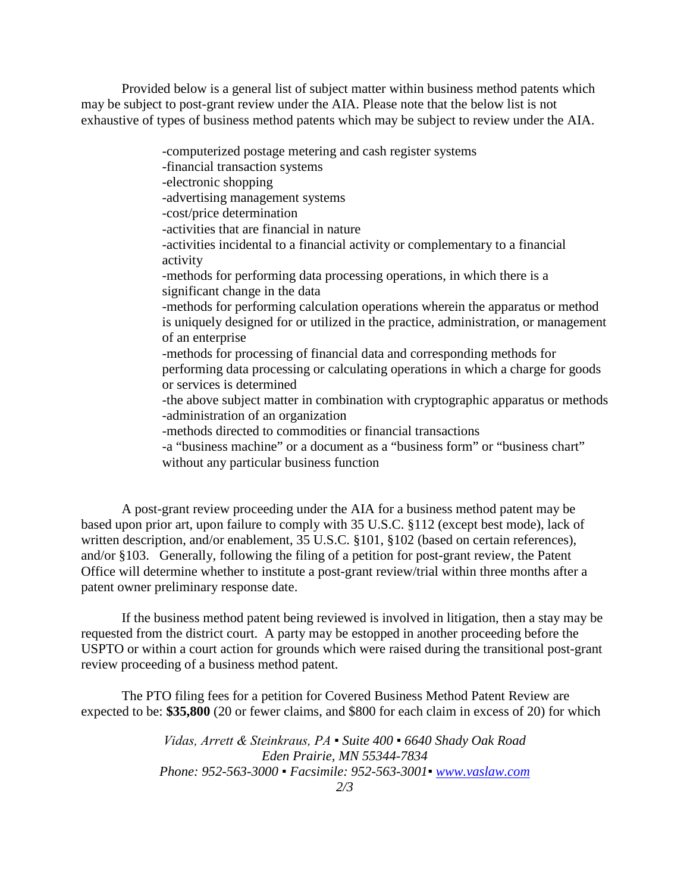Provided below is a general list of subject matter within business method patents which may be subject to post-grant review under the AIA. Please note that the below list is not exhaustive of types of business method patents which may be subject to review under the AIA.

- computerized postage metering and cash register systems
- financial transaction systems
- electronic shopping
- advertising management systems
- cost/price determination
- activities that are financial in nature
- activities incidental to a financial activity or complementary to a financial activity
- methods for performing data processing operations, in which there is a significant change in the data
- methods for performing calculation operations wherein the apparatus or method is uniquely designed for or utilized in the practice, administration, or management of an enterprise
- methods for processing of financial data and corresponding methods for performing data processing or calculating operations in which a charge for goods or services is determined
- the above subject matter in combination with cryptographic apparatus or methods
- administration of an organization
- methods directed to commodities or financial transactions
- a "business machine" or a document as a "business form" or "business chart" without any particular business function

A post-grant review proceeding under the AIA for a business method patent may be based upon prior art, upon failure to comply with 35 U.S.C. §112 (except best mode), lack of written description, and/or enablement, 35 U.S.C. §101, §102 (based on certain references), and/or §103. Generally, following the filing of a petition for post-grant review, the Patent Office will determine whether to institute a post-grant review/trial within three months after a patent owner preliminary response date.

If the business method patent being reviewed is involved in litigation, then a stay may be requested from the district court. A party may be estopped in another proceeding before the USPTO or within a court action for grounds which were raised during the transitional post-grant review proceeding of a business method patent.

The PTO filing fees for a petition for Covered Business Method Patent Review are expected to be: **$35,800** (20 or fewer claims, and $800 for each claim in excess of 20) for which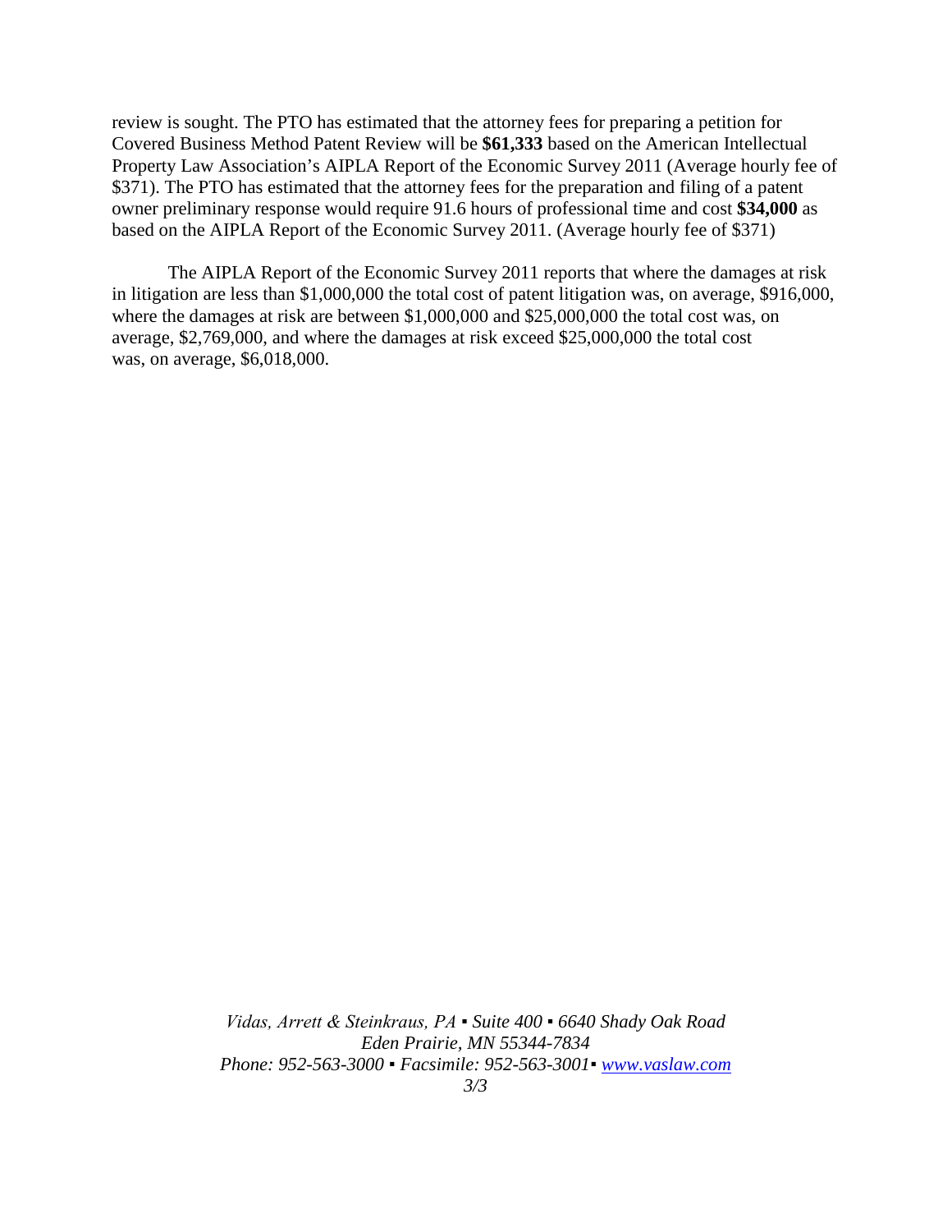review is sought. The PTO has estimated that the attorney fees for preparing a petition for Covered Business Method Patent Review will be **$61,333** based on the American Intellectual Property Law Association's AIPLA Report of the Economic Survey 2011 (Average hourly fee of $371). The PTO has estimated that the attorney fees for the preparation and filing of a patent owner preliminary response would require 91.6 hours of professional time and cost **$34,000** as based on the AIPLA Report of the Economic Survey 2011. (Average hourly fee of $371)

The AIPLA Report of the Economic Survey 2011 reports that where the damages at risk in litigation are less than $1,000,000 the total cost of patent litigation was, on average, $916,000, where the damages at risk are between $1,000,000 and $25,000,000 the total cost was, on average, $2,769,000, and where the damages at risk exceed $25,000,000 the total cost was, on average, $6,018,000.

*Vidas, Arrett & Steinkraus, PA ▪ Suite 400 ▪ 6640 Shady Oak Road*
*Eden Prairie, MN 55344-7834*
*Phone: 952-563-3000 ▪ Facsimile: 952-563-3001▪ [www.vaslaw.com](http://www.vaslaw.com)*